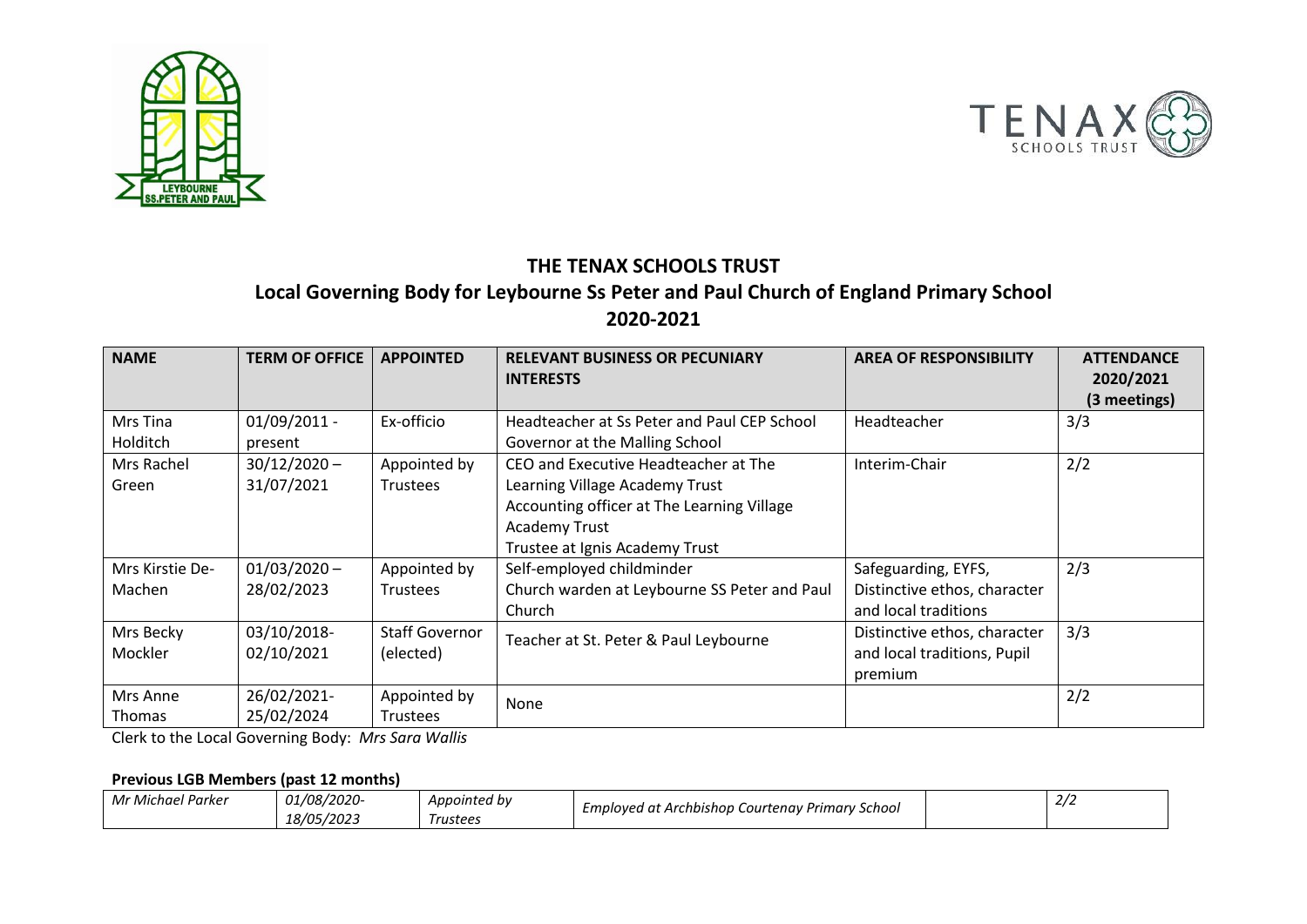# THE TENAX SCHOOLS TRUST

## Local Governing Body for Leybourne Ss Peter and Paul Church of England Primary School

## 2020-2021

| NAME | TERM OF OFFICE | APPOINTED | RELEVANT BUSINESS OR PECUNIARY INTERESTS | AREA OF RESPONSIBILITY | ATTENDANCE 2020/2021 (3 meetings) |
|---|---|---|---|---|---|
| Mrs Tina Holditch | 01/09/2011 - present | Ex-officio | Headteacher at Ss Peter and Paul CEP School<br>Governor at the Malling School | Headteacher | 3/3 |
| Mrs Rachel Green | 30/12/2020 – 31/07/2021 | Appointed by Trustees | CEO and Executive Headteacher at The Learning Village Academy Trust<br>Accounting officer at The Learning Village Academy Trust<br>Trustee at Ignis Academy Trust | Interim-Chair | 2/2 |
| Mrs Kirstie De-Machen | 01/03/2020 – 28/02/2023 | Appointed by Trustees | Self-employed childminder<br>Church warden at Leybourne SS Peter and Paul Church | Safeguarding, EYFS, Distinctive ethos, character and local traditions | 2/3 |
| Mrs Becky Mockler | 03/10/2018- 02/10/2021 | Staff Governor (elected) | Teacher at St. Peter & Paul Leybourne | Distinctive ethos, character and local traditions, Pupil premium | 3/3 |
| Mrs Anne Thomas | 26/02/2021- 25/02/2024 | Appointed by Trustees | None | | 2/2 |

Clerk to the Local Governing Body: *Mrs Sara Wallis*

### Previous LGB Members (past 12 months)

| | | | | | |
|---|---|---|---|---|---|
| *Mr Michael Parker* | *01/08/2020- 18/05/2023* | *Appointed by Trustees* | *Employed at Archbishop Courtenay Primary School* | | *2/2* |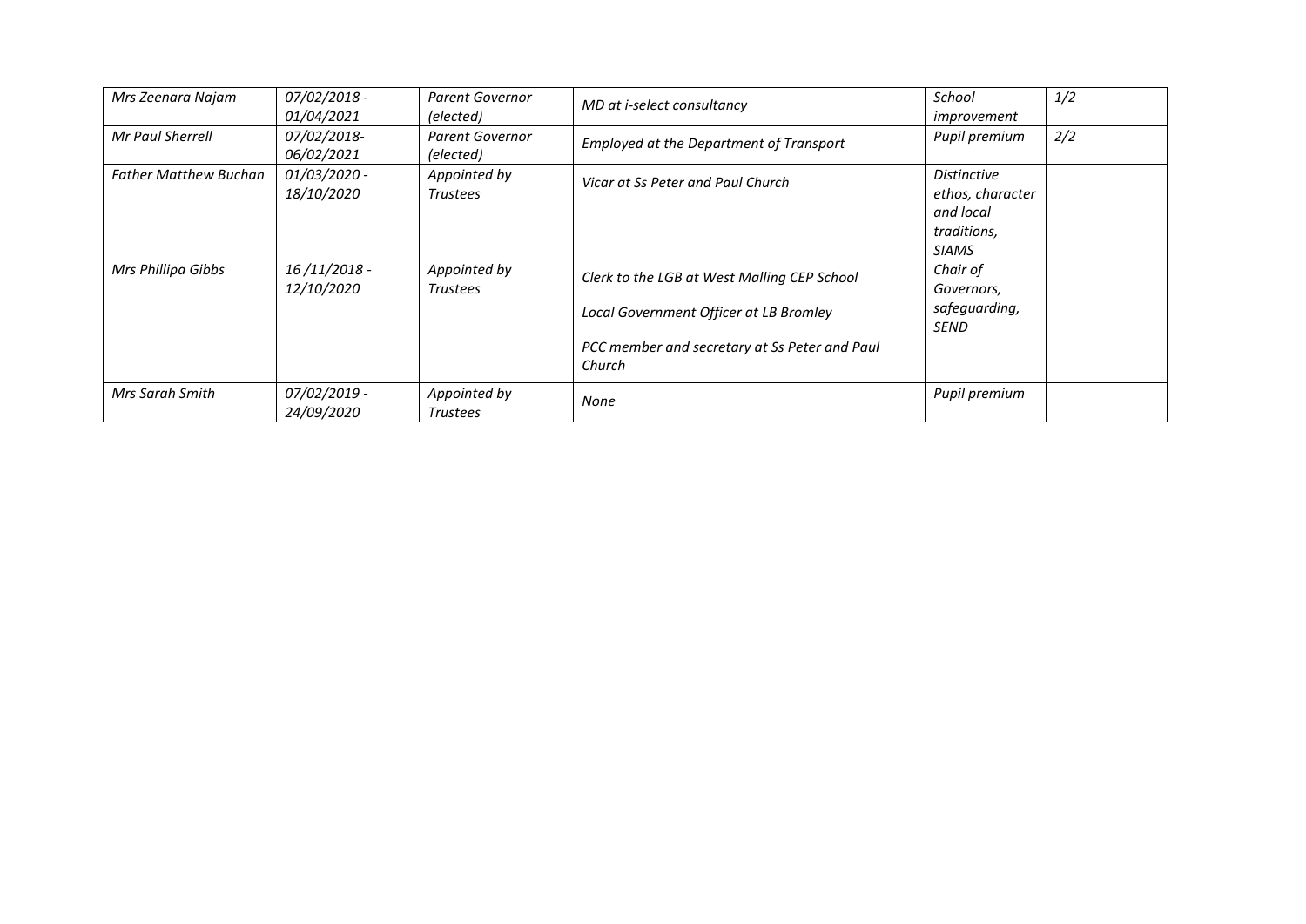| | | | | | |
|---|---|---|---|---|---|
| *Mrs Zeenara Najam* | *07/02/2018 - 01/04/2021* | *Parent Governor (elected)* | *MD at i-select consultancy* | *School improvement* | *1/2* |
| *Mr Paul Sherrell* | *07/02/2018- 06/02/2021* | *Parent Governor (elected)* | *Employed at the Department of Transport* | *Pupil premium* | *2/2* |
| *Father Matthew Buchan* | *01/03/2020 - 18/10/2020* | *Appointed by Trustees* | *Vicar at Ss Peter and Paul Church* | *Distinctive ethos, character and local traditions, SIAMS* | |
| *Mrs Phillipa Gibbs* | *16 /11/2018 - 12/10/2020* | *Appointed by Trustees* | *Clerk to the LGB at West Malling CEP School*<br><br>*Local Government Officer at LB Bromley*<br><br>*PCC member and secretary at Ss Peter and Paul Church* | *Chair of Governors, safeguarding, SEND* | |
| *Mrs Sarah Smith* | *07/02/2019 - 24/09/2020* | *Appointed by Trustees* | *None* | *Pupil premium* | |